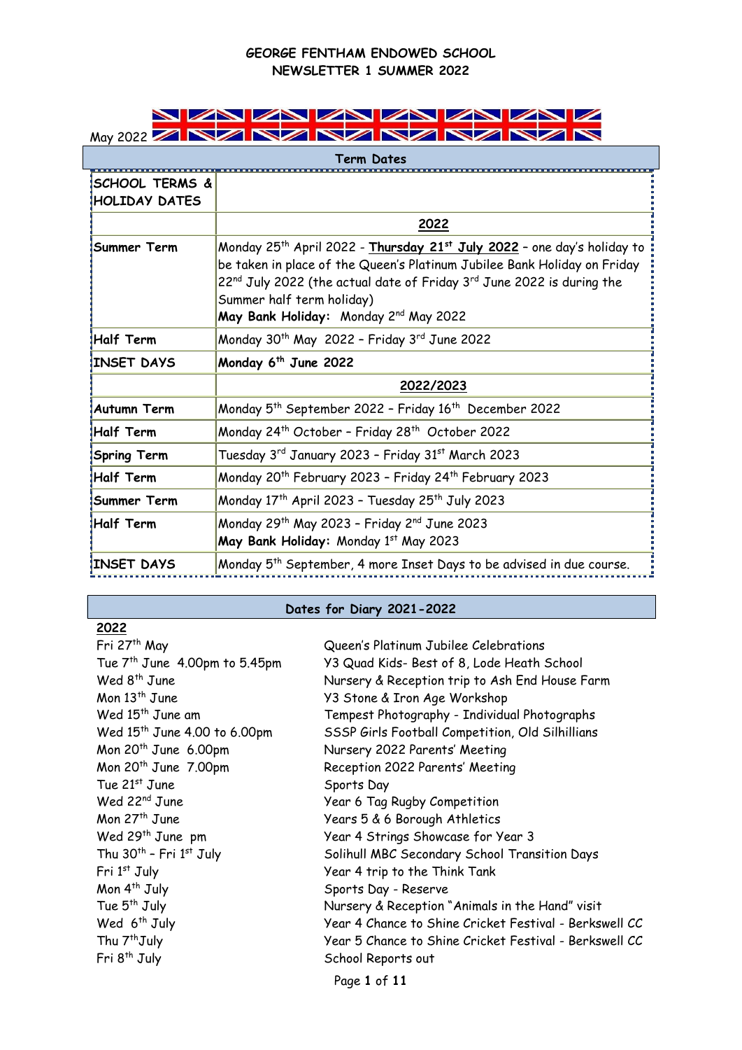# GEORGE FENTHAM ENDOWED SCHOOL
## NEWSLETTER 1 SUMMER 2022

May 2022

### Term Dates

| SCHOOL TERMS & HOLIDAY DATES | |
|---|---|
| | **2022** |
| **Summer Term** | Monday 25th April 2022 - **Thursday 21st July 2022** – one day's holiday to be taken in place of the Queen's Platinum Jubilee Bank Holiday on Friday 22nd July 2022 (the actual date of Friday 3rd June 2022 is during the Summer half term holiday)<br>**May Bank Holiday:** Monday 2nd May 2022 |
| **Half Term** | Monday 30th May 2022 – Friday 3rd June 2022 |
| **INSET DAYS** | **Monday 6th June 2022** |
| | **2022/2023** |
| **Autumn Term** | Monday 5th September 2022 – Friday 16th December 2022 |
| **Half Term** | Monday 24th October – Friday 28th October 2022 |
| **Spring Term** | Tuesday 3rd January 2023 – Friday 31st March 2023 |
| **Half Term** | Monday 20th February 2023 – Friday 24th February 2023 |
| **Summer Term** | Monday 17th April 2023 – Tuesday 25th July 2023 |
| **Half Term** | Monday 29th May 2023 – Friday 2nd June 2023<br>**May Bank Holiday:** Monday 1st May 2023 |
| **INSET DAYS** | Monday 5th September, 4 more Inset Days to be advised in due course. |

### Dates for Diary 2021-2022

**2022**

| | |
|---|---|
| Fri 27th May | Queen's Platinum Jubilee Celebrations |
| Tue 7th June 4.00pm to 5.45pm | Y3 Quad Kids- Best of 8, Lode Heath School |
| Wed 8th June | Nursery & Reception trip to Ash End House Farm |
| Mon 13th June | Y3 Stone & Iron Age Workshop |
| Wed 15th June am | Tempest Photography - Individual Photographs |
| Wed 15th June 4.00 to 6.00pm | SSSP Girls Football Competition, Old Silhillians |
| Mon 20th June 6.00pm | Nursery 2022 Parents' Meeting |
| Mon 20th June 7.00pm | Reception 2022 Parents' Meeting |
| Tue 21st June | Sports Day |
| Wed 22nd June | Year 6 Tag Rugby Competition |
| Mon 27th June | Years 5 & 6 Borough Athletics |
| Wed 29th June pm | Year 4 Strings Showcase for Year 3 |
| Thu 30th – Fri 1st July | Solihull MBC Secondary School Transition Days |
| Fri 1st July | Year 4 trip to the Think Tank |
| Mon 4th July | Sports Day - Reserve |
| Tue 5th July | Nursery & Reception "Animals in the Hand" visit |
| Wed 6th July | Year 4 Chance to Shine Cricket Festival - Berkswell CC |
| Thu 7th July | Year 5 Chance to Shine Cricket Festival - Berkswell CC |
| Fri 8th July | School Reports out |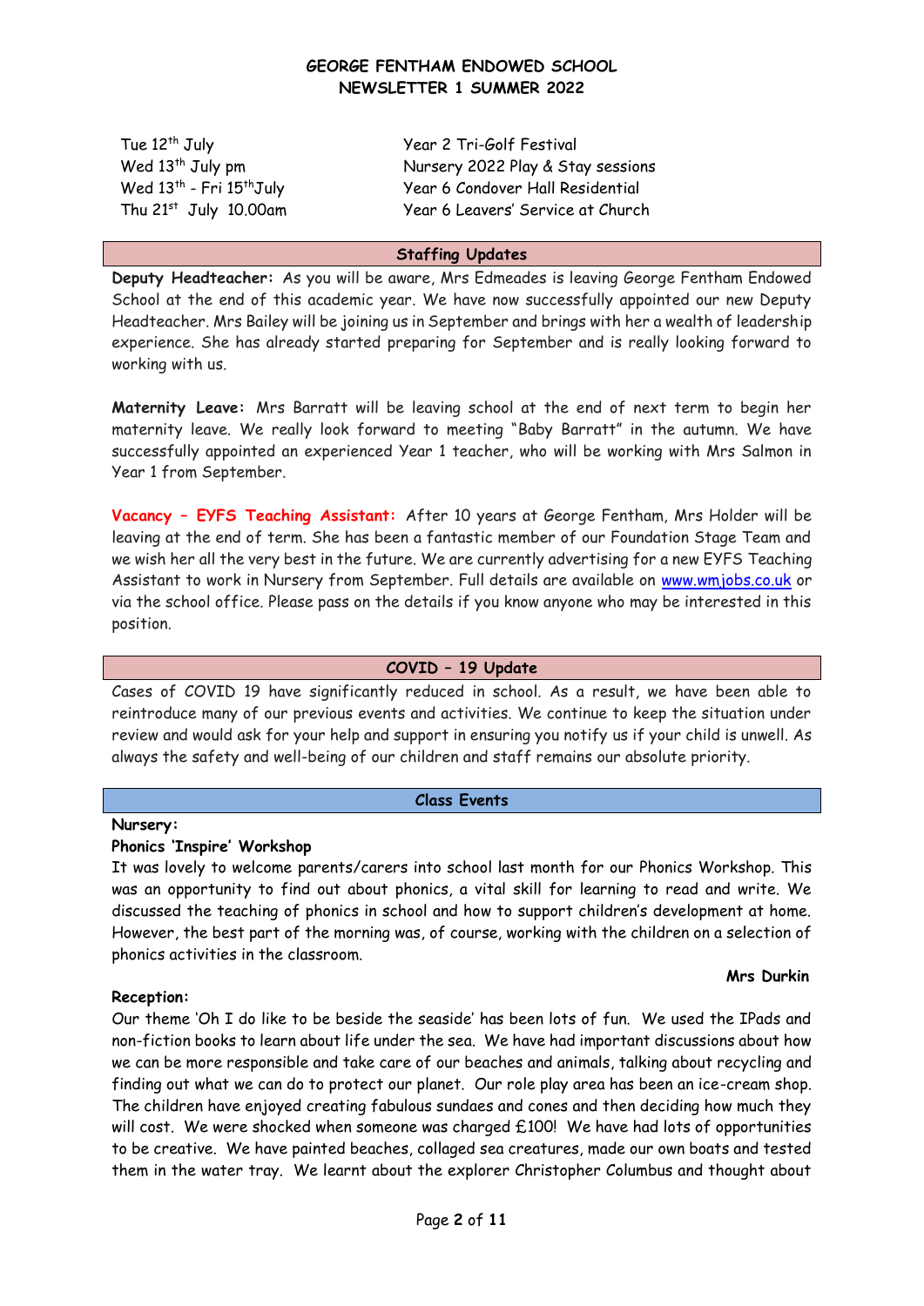# GEORGE FENTHAM ENDOWED SCHOOL
## NEWSLETTER 1 SUMMER 2022

| | |
|---|---|
| Tue 12th July | Year 2 Tri-Golf Festival |
| Wed 13th July pm | Nursery 2022 Play & Stay sessions |
| Wed 13th - Fri 15th July | Year 6 Condover Hall Residential |
| Thu 21st July 10.00am | Year 6 Leavers' Service at Church |

## Staffing Updates

**Deputy Headteacher:** As you will be aware, Mrs Edmeades is leaving George Fentham Endowed School at the end of this academic year. We have now successfully appointed our new Deputy Headteacher. Mrs Bailey will be joining us in September and brings with her a wealth of leadership experience. She has already started preparing for September and is really looking forward to working with us.

**Maternity Leave:** Mrs Barratt will be leaving school at the end of next term to begin her maternity leave. We really look forward to meeting "Baby Barratt" in the autumn. We have successfully appointed an experienced Year 1 teacher, who will be working with Mrs Salmon in Year 1 from September.

**Vacancy – EYFS Teaching Assistant:** After 10 years at George Fentham, Mrs Holder will be leaving at the end of term. She has been a fantastic member of our Foundation Stage Team and we wish her all the very best in the future. We are currently advertising for a new EYFS Teaching Assistant to work in Nursery from September. Full details are available on www.wmjobs.co.uk or via the school office. Please pass on the details if you know anyone who may be interested in this position.

## COVID – 19 Update

Cases of COVID 19 have significantly reduced in school. As a result, we have been able to reintroduce many of our previous events and activities. We continue to keep the situation under review and would ask for your help and support in ensuring you notify us if your child is unwell. As always the safety and well-being of our children and staff remains our absolute priority.

## Class Events

**Nursery:**

**Phonics 'Inspire' Workshop**

It was lovely to welcome parents/carers into school last month for our Phonics Workshop. This was an opportunity to find out about phonics, a vital skill for learning to read and write. We discussed the teaching of phonics in school and how to support children's development at home. However, the best part of the morning was, of course, working with the children on a selection of phonics activities in the classroom.

**Mrs Durkin**

**Reception:**

Our theme 'Oh I do like to be beside the seaside' has been lots of fun. We used the IPads and non-fiction books to learn about life under the sea. We have had important discussions about how we can be more responsible and take care of our beaches and animals, talking about recycling and finding out what we can do to protect our planet. Our role play area has been an ice-cream shop. The children have enjoyed creating fabulous sundaes and cones and then deciding how much they will cost. We were shocked when someone was charged £100! We have had lots of opportunities to be creative. We have painted beaches, collaged sea creatures, made our own boats and tested them in the water tray. We learnt about the explorer Christopher Columbus and thought about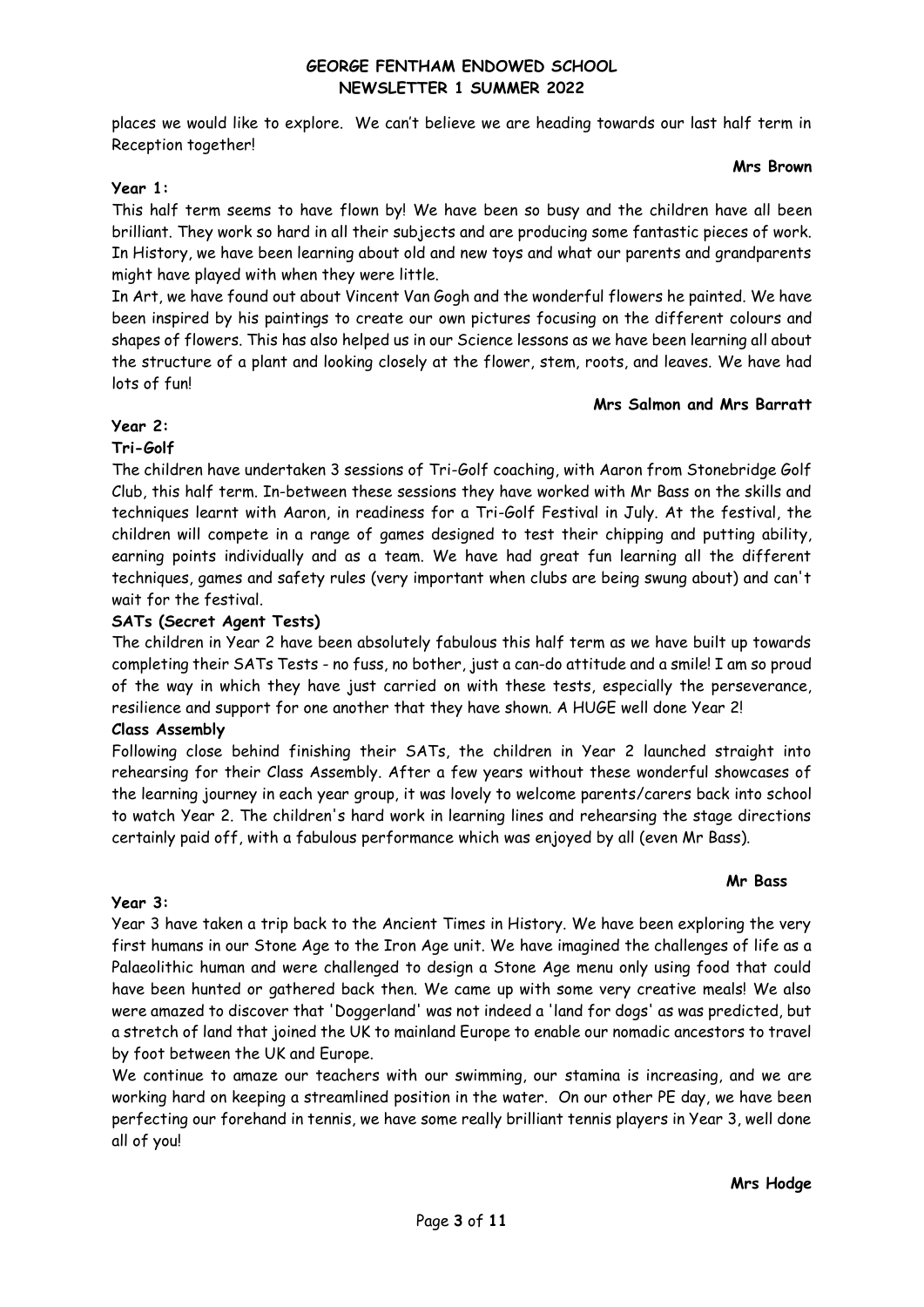places we would like to explore. We can't believe we are heading towards our last half term in Reception together!

**Mrs Brown**

### Year 1:

This half term seems to have flown by! We have been so busy and the children have all been brilliant. They work so hard in all their subjects and are producing some fantastic pieces of work. In History, we have been learning about old and new toys and what our parents and grandparents might have played with when they were little.

In Art, we have found out about Vincent Van Gogh and the wonderful flowers he painted. We have been inspired by his paintings to create our own pictures focusing on the different colours and shapes of flowers. This has also helped us in our Science lessons as we have been learning all about the structure of a plant and looking closely at the flower, stem, roots, and leaves. We have had lots of fun!

**Mrs Salmon and Mrs Barratt**

### Year 2:

**Tri-Golf**

The children have undertaken 3 sessions of Tri-Golf coaching, with Aaron from Stonebridge Golf Club, this half term. In-between these sessions they have worked with Mr Bass on the skills and techniques learnt with Aaron, in readiness for a Tri-Golf Festival in July. At the festival, the children will compete in a range of games designed to test their chipping and putting ability, earning points individually and as a team. We have had great fun learning all the different techniques, games and safety rules (very important when clubs are being swung about) and can't wait for the festival.

**SATs (Secret Agent Tests)**

The children in Year 2 have been absolutely fabulous this half term as we have built up towards completing their SATs Tests - no fuss, no bother, just a can-do attitude and a smile! I am so proud of the way in which they have just carried on with these tests, especially the perseverance, resilience and support for one another that they have shown. A HUGE well done Year 2!

**Class Assembly**

Following close behind finishing their SATs, the children in Year 2 launched straight into rehearsing for their Class Assembly. After a few years without these wonderful showcases of the learning journey in each year group, it was lovely to welcome parents/carers back into school to watch Year 2. The children's hard work in learning lines and rehearsing the stage directions certainly paid off, with a fabulous performance which was enjoyed by all (even Mr Bass).

**Mr Bass**

### Year 3:

Year 3 have taken a trip back to the Ancient Times in History. We have been exploring the very first humans in our Stone Age to the Iron Age unit. We have imagined the challenges of life as a Palaeolithic human and were challenged to design a Stone Age menu only using food that could have been hunted or gathered back then. We came up with some very creative meals! We also were amazed to discover that 'Doggerland' was not indeed a 'land for dogs' as was predicted, but a stretch of land that joined the UK to mainland Europe to enable our nomadic ancestors to travel by foot between the UK and Europe.

We continue to amaze our teachers with our swimming, our stamina is increasing, and we are working hard on keeping a streamlined position in the water. On our other PE day, we have been perfecting our forehand in tennis, we have some really brilliant tennis players in Year 3, well done all of you!

**Mrs Hodge**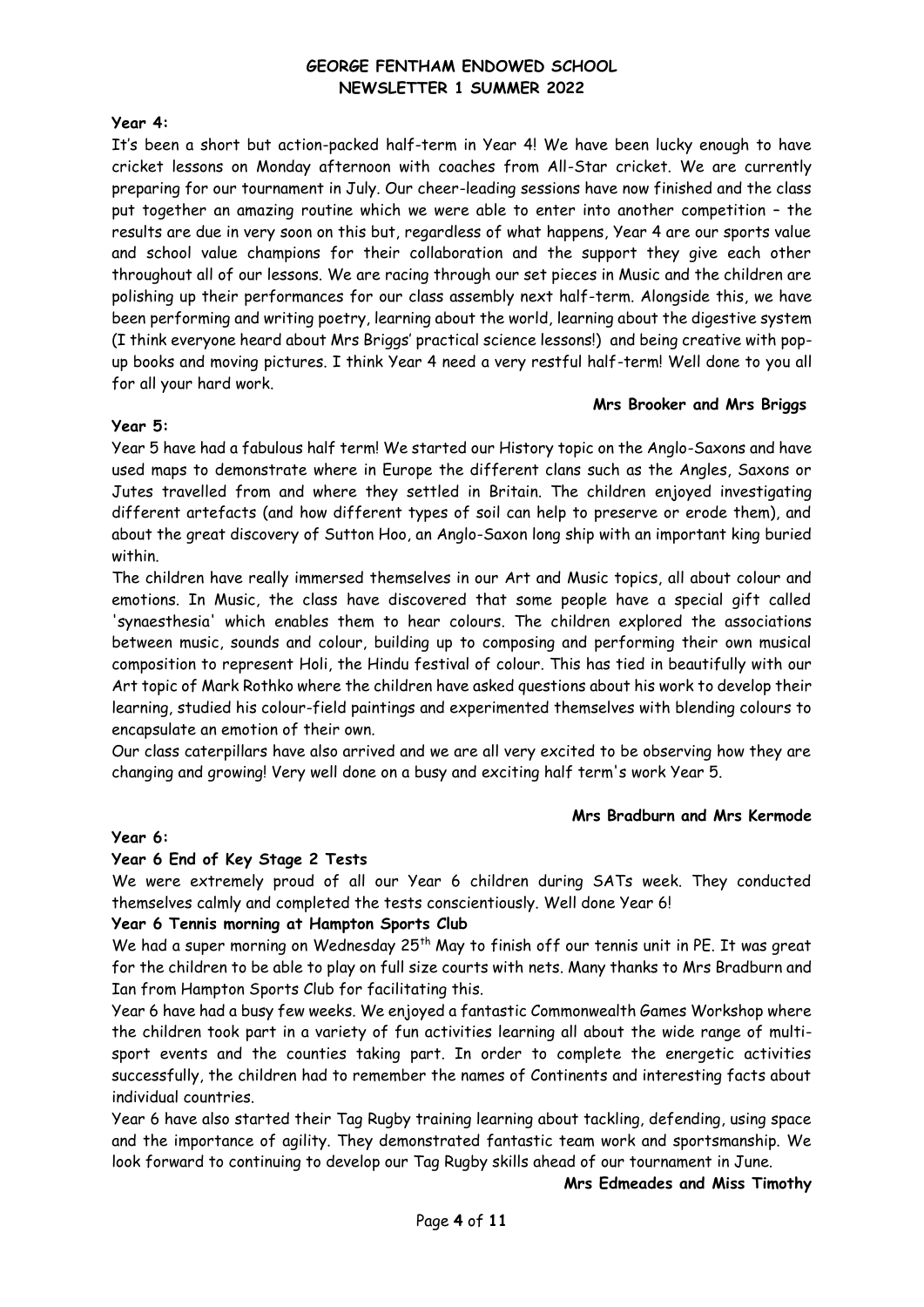## Year 4:

It's been a short but action-packed half-term in Year 4! We have been lucky enough to have cricket lessons on Monday afternoon with coaches from All-Star cricket. We are currently preparing for our tournament in July. Our cheer-leading sessions have now finished and the class put together an amazing routine which we were able to enter into another competition – the results are due in very soon on this but, regardless of what happens, Year 4 are our sports value and school value champions for their collaboration and the support they give each other throughout all of our lessons. We are racing through our set pieces in Music and the children are polishing up their performances for our class assembly next half-term. Alongside this, we have been performing and writing poetry, learning about the world, learning about the digestive system (I think everyone heard about Mrs Briggs' practical science lessons!) and being creative with pop-up books and moving pictures. I think Year 4 need a very restful half-term! Well done to you all for all your hard work.

**Mrs Brooker and Mrs Briggs**

## Year 5:

Year 5 have had a fabulous half term! We started our History topic on the Anglo-Saxons and have used maps to demonstrate where in Europe the different clans such as the Angles, Saxons or Jutes travelled from and where they settled in Britain. The children enjoyed investigating different artefacts (and how different types of soil can help to preserve or erode them), and about the great discovery of Sutton Hoo, an Anglo-Saxon long ship with an important king buried within.

The children have really immersed themselves in our Art and Music topics, all about colour and emotions. In Music, the class have discovered that some people have a special gift called 'synaesthesia' which enables them to hear colours. The children explored the associations between music, sounds and colour, building up to composing and performing their own musical composition to represent Holi, the Hindu festival of colour. This has tied in beautifully with our Art topic of Mark Rothko where the children have asked questions about his work to develop their learning, studied his colour-field paintings and experimented themselves with blending colours to encapsulate an emotion of their own.

Our class caterpillars have also arrived and we are all very excited to be observing how they are changing and growing! Very well done on a busy and exciting half term's work Year 5.

**Mrs Bradburn and Mrs Kermode**

## Year 6:

### Year 6 End of Key Stage 2 Tests

We were extremely proud of all our Year 6 children during SATs week. They conducted themselves calmly and completed the tests conscientiously. Well done Year 6!

### Year 6 Tennis morning at Hampton Sports Club

We had a super morning on Wednesday 25th May to finish off our tennis unit in PE. It was great for the children to be able to play on full size courts with nets. Many thanks to Mrs Bradburn and Ian from Hampton Sports Club for facilitating this.

Year 6 have had a busy few weeks. We enjoyed a fantastic Commonwealth Games Workshop where the children took part in a variety of fun activities learning all about the wide range of multi-sport events and the counties taking part. In order to complete the energetic activities successfully, the children had to remember the names of Continents and interesting facts about individual countries.

Year 6 have also started their Tag Rugby training learning about tackling, defending, using space and the importance of agility. They demonstrated fantastic team work and sportsmanship. We look forward to continuing to develop our Tag Rugby skills ahead of our tournament in June.

**Mrs Edmeades and Miss Timothy**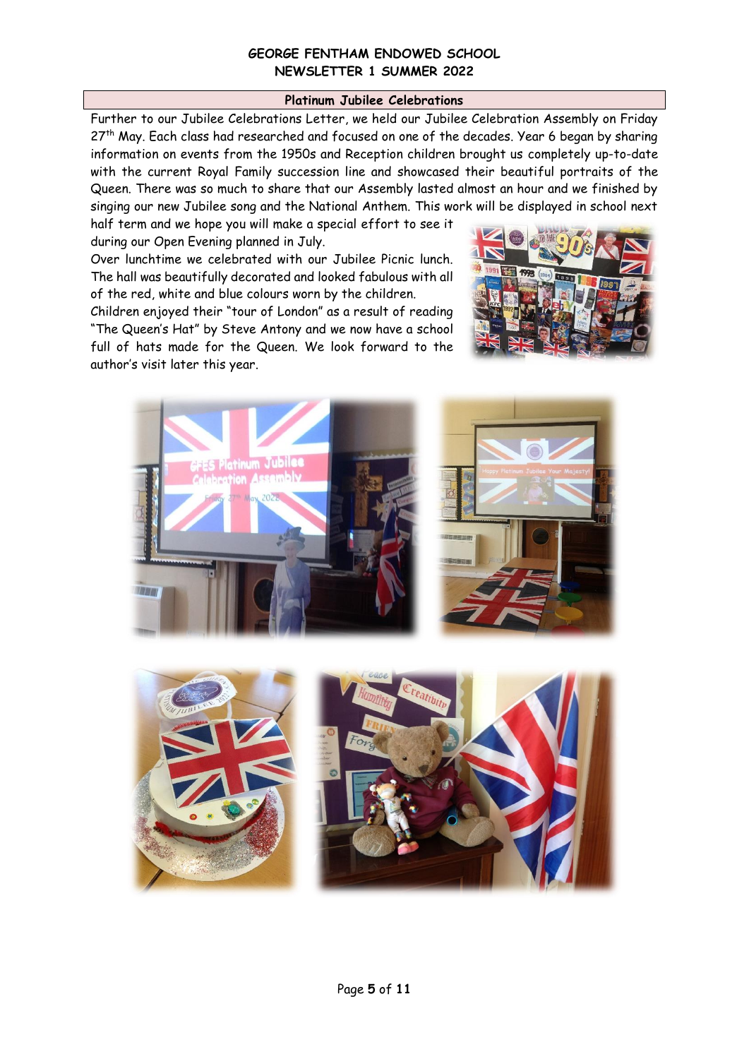GEORGE FENTHAM ENDOWED SCHOOL
NEWSLETTER 1 SUMMER 2022

## Platinum Jubilee Celebrations

Further to our Jubilee Celebrations Letter, we held our Jubilee Celebration Assembly on Friday 27th May. Each class had researched and focused on one of the decades. Year 6 began by sharing information on events from the 1950s and Reception children brought us completely up-to-date with the current Royal Family succession line and showcased their beautiful portraits of the Queen. There was so much to share that our Assembly lasted almost an hour and we finished by singing our new Jubilee song and the National Anthem. This work will be displayed in school next half term and we hope you will make a special effort to see it during our Open Evening planned in July.

Over lunchtime we celebrated with our Jubilee Picnic lunch. The hall was beautifully decorated and looked fabulous with all of the red, white and blue colours worn by the children.

Children enjoyed their "tour of London" as a result of reading "The Queen's Hat" by Steve Antony and we now have a school full of hats made for the Queen. We look forward to the author's visit later this year.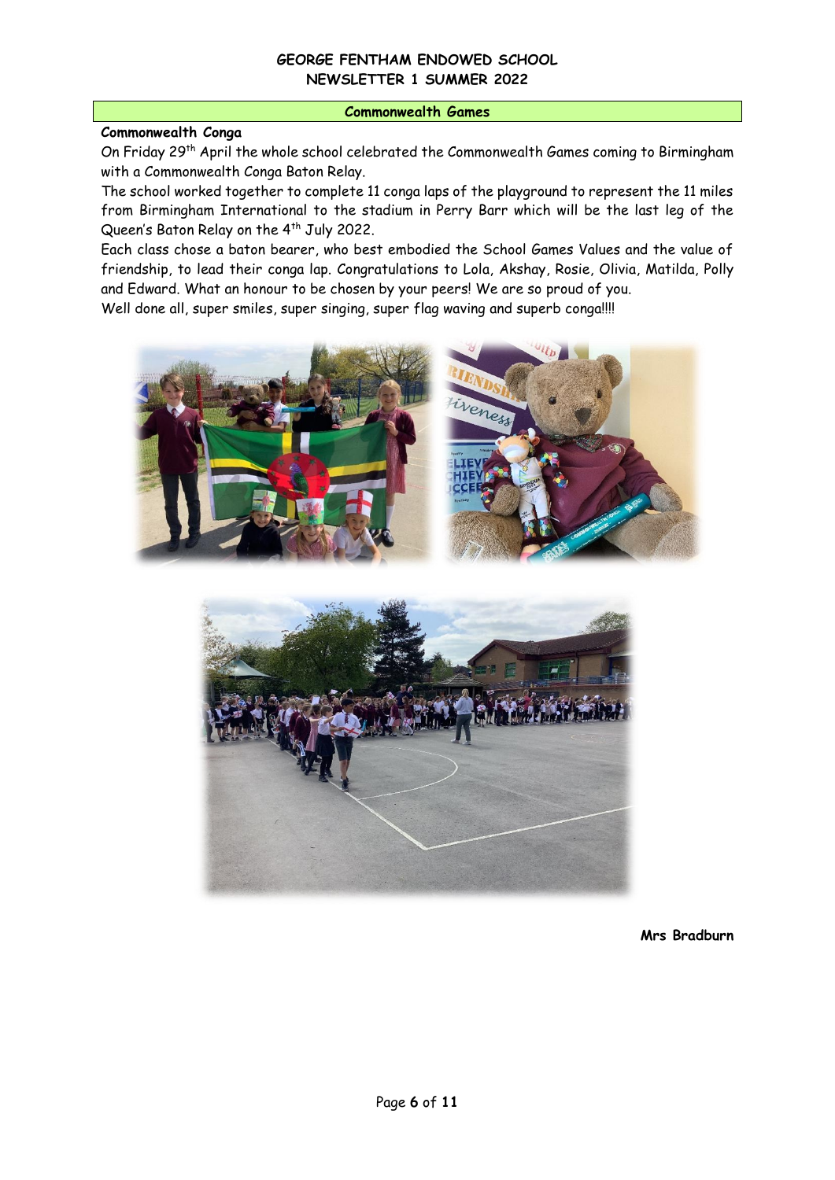**GEORGE FENTHAM ENDOWED SCHOOL**
**NEWSLETTER 1 SUMMER 2022**

## Commonwealth Games

**Commonwealth Conga**

On Friday 29th April the whole school celebrated the Commonwealth Games coming to Birmingham with a Commonwealth Conga Baton Relay.

The school worked together to complete 11 conga laps of the playground to represent the 11 miles from Birmingham International to the stadium in Perry Barr which will be the last leg of the Queen's Baton Relay on the 4th July 2022.

Each class chose a baton bearer, who best embodied the School Games Values and the value of friendship, to lead their conga lap. Congratulations to Lola, Akshay, Rosie, Olivia, Matilda, Polly and Edward. What an honour to be chosen by your peers! We are so proud of you.

Well done all, super smiles, super singing, super flag waving and superb conga!!!!

**Mrs Bradburn**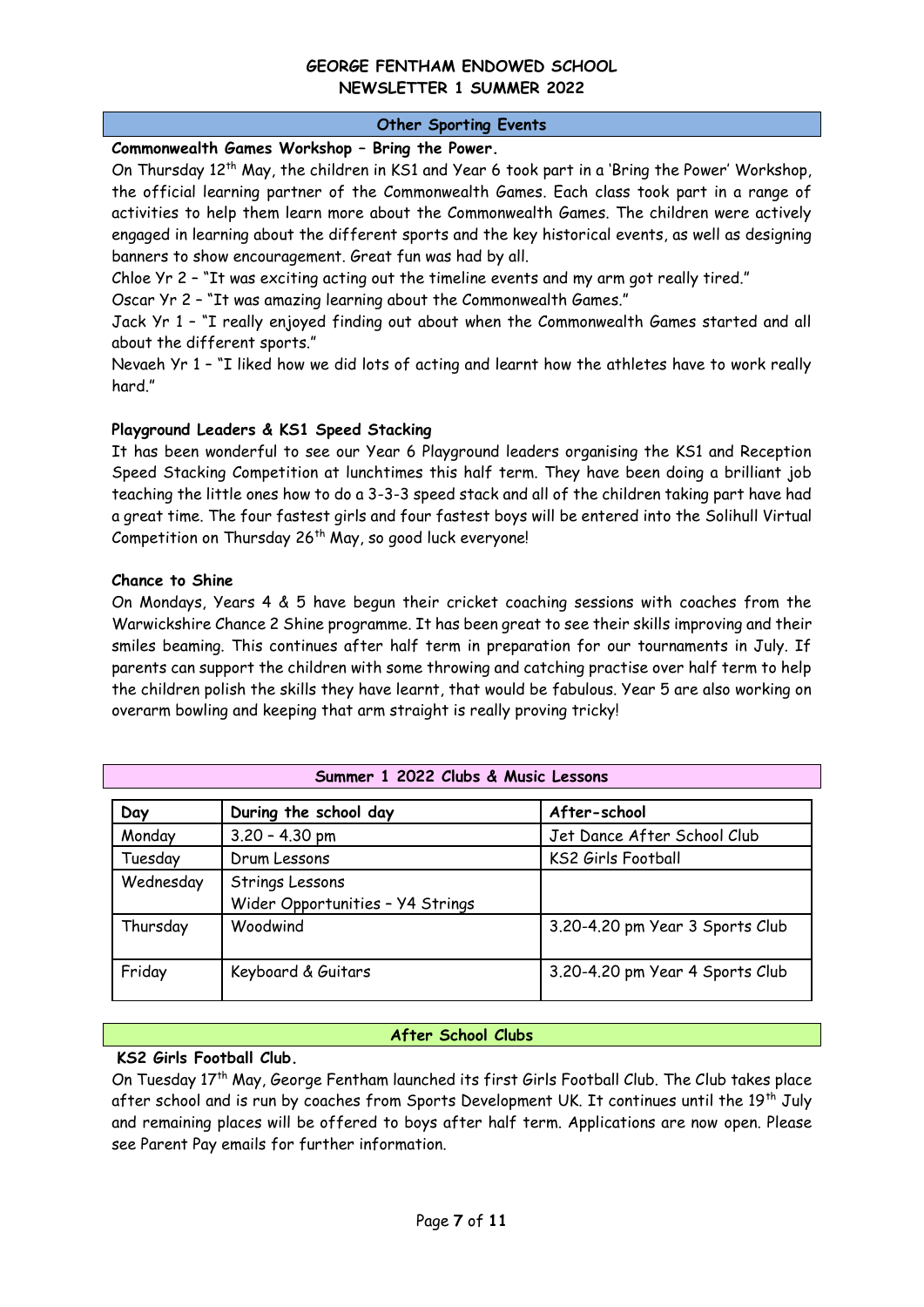# GEORGE FENTHAM ENDOWED SCHOOL
## NEWSLETTER 1 SUMMER 2022

## Other Sporting Events

**Commonwealth Games Workshop – Bring the Power.**

On Thursday 12th May, the children in KS1 and Year 6 took part in a 'Bring the Power' Workshop, the official learning partner of the Commonwealth Games. Each class took part in a range of activities to help them learn more about the Commonwealth Games. The children were actively engaged in learning about the different sports and the key historical events, as well as designing banners to show encouragement. Great fun was had by all.

Chloe Yr 2 – "It was exciting acting out the timeline events and my arm got really tired."

Oscar Yr 2 – "It was amazing learning about the Commonwealth Games."

Jack Yr 1 – "I really enjoyed finding out about when the Commonwealth Games started and all about the different sports."

Nevaeh Yr 1 – "I liked how we did lots of acting and learnt how the athletes have to work really hard."

**Playground Leaders & KS1 Speed Stacking**

It has been wonderful to see our Year 6 Playground leaders organising the KS1 and Reception Speed Stacking Competition at lunchtimes this half term. They have been doing a brilliant job teaching the little ones how to do a 3-3-3 speed stack and all of the children taking part have had a great time. The four fastest girls and four fastest boys will be entered into the Solihull Virtual Competition on Thursday 26th May, so good luck everyone!

**Chance to Shine**

On Mondays, Years 4 & 5 have begun their cricket coaching sessions with coaches from the Warwickshire Chance 2 Shine programme. It has been great to see their skills improving and their smiles beaming. This continues after half term in preparation for our tournaments in July. If parents can support the children with some throwing and catching practise over half term to help the children polish the skills they have learnt, that would be fabulous. Year 5 are also working on overarm bowling and keeping that arm straight is really proving tricky!

## Summer 1 2022 Clubs & Music Lessons

| Day | During the school day | After-school |
|---|---|---|
| Monday | 3.20 – 4.30 pm | Jet Dance After School Club |
| Tuesday | Drum Lessons | KS2 Girls Football |
| Wednesday | Strings Lessons<br>Wider Opportunities – Y4 Strings | |
| Thursday | Woodwind | 3.20-4.20 pm Year 3 Sports Club |
| Friday | Keyboard & Guitars | 3.20-4.20 pm Year 4 Sports Club |

## After School Clubs

**KS2 Girls Football Club.**

On Tuesday 17th May, George Fentham launched its first Girls Football Club. The Club takes place after school and is run by coaches from Sports Development UK. It continues until the 19th July and remaining places will be offered to boys after half term. Applications are now open. Please see Parent Pay emails for further information.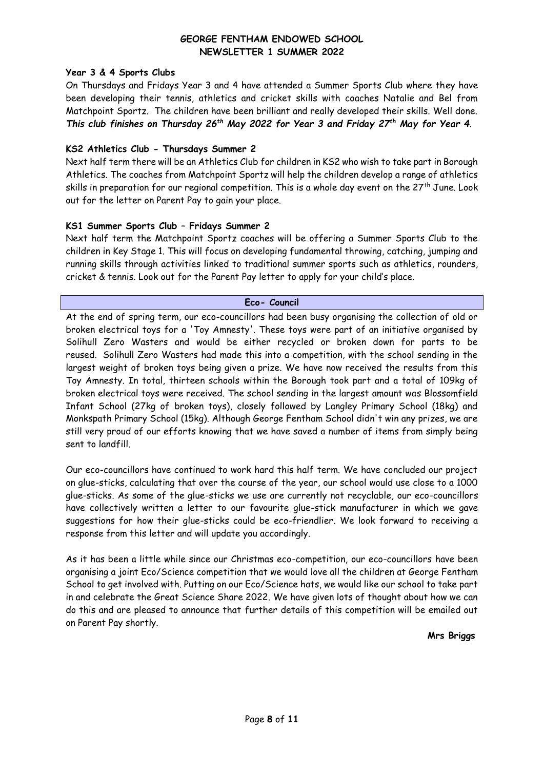### Year 3 & 4 Sports Clubs

On Thursdays and Fridays Year 3 and 4 have attended a Summer Sports Club where they have been developing their tennis, athletics and cricket skills with coaches Natalie and Bel from Matchpoint Sportz. The children have been brilliant and really developed their skills. Well done. ***This club finishes on Thursday 26th May 2022 for Year 3 and Friday 27th May for Year 4****.*

### KS2 Athletics Club - Thursdays Summer 2

Next half term there will be an Athletics Club for children in KS2 who wish to take part in Borough Athletics. The coaches from Matchpoint Sportz will help the children develop a range of athletics skills in preparation for our regional competition. This is a whole day event on the 27th June. Look out for the letter on Parent Pay to gain your place.

### KS1 Summer Sports Club – Fridays Summer 2

Next half term the Matchpoint Sportz coaches will be offering a Summer Sports Club to the children in Key Stage 1. This will focus on developing fundamental throwing, catching, jumping and running skills through activities linked to traditional summer sports such as athletics, rounders, cricket & tennis. Look out for the Parent Pay letter to apply for your child's place.

## Eco- Council

At the end of spring term, our eco-councillors had been busy organising the collection of old or broken electrical toys for a 'Toy Amnesty'. These toys were part of an initiative organised by Solihull Zero Wasters and would be either recycled or broken down for parts to be reused. Solihull Zero Wasters had made this into a competition, with the school sending in the largest weight of broken toys being given a prize. We have now received the results from this Toy Amnesty. In total, thirteen schools within the Borough took part and a total of 109kg of broken electrical toys were received. The school sending in the largest amount was Blossomfield Infant School (27kg of broken toys), closely followed by Langley Primary School (18kg) and Monkspath Primary School (15kg). Although George Fentham School didn't win any prizes, we are still very proud of our efforts knowing that we have saved a number of items from simply being sent to landfill.

Our eco-councillors have continued to work hard this half term. We have concluded our project on glue-sticks, calculating that over the course of the year, our school would use close to a 1000 glue-sticks. As some of the glue-sticks we use are currently not recyclable, our eco-councillors have collectively written a letter to our favourite glue-stick manufacturer in which we gave suggestions for how their glue-sticks could be eco-friendlier. We look forward to receiving a response from this letter and will update you accordingly.

As it has been a little while since our Christmas eco-competition, our eco-councillors have been organising a joint Eco/Science competition that we would love all the children at George Fentham School to get involved with. Putting on our Eco/Science hats, we would like our school to take part in and celebrate the Great Science Share 2022. We have given lots of thought about how we can do this and are pleased to announce that further details of this competition will be emailed out on Parent Pay shortly.

**Mrs Briggs**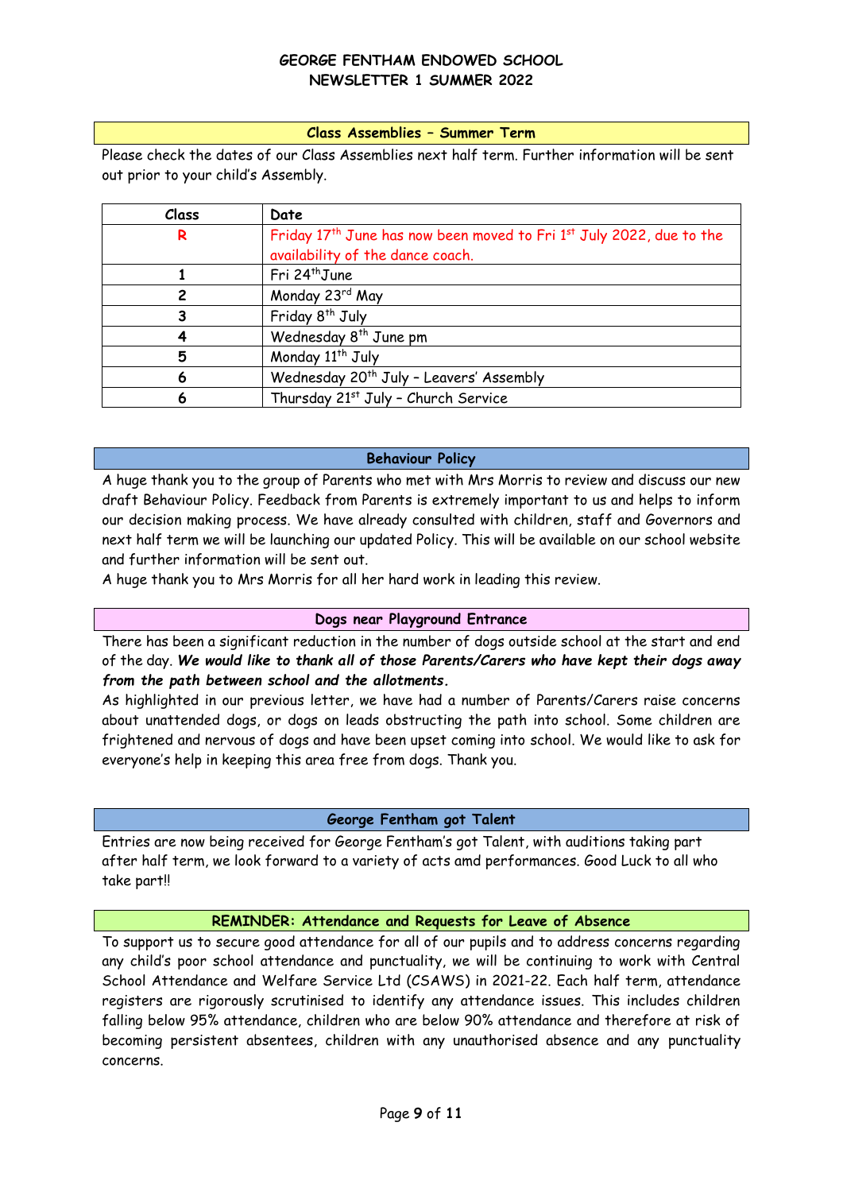# GEORGE FENTHAM ENDOWED SCHOOL
## NEWSLETTER 1 SUMMER 2022

### Class Assemblies – Summer Term

Please check the dates of our Class Assemblies next half term. Further information will be sent out prior to your child's Assembly.

| Class | Date |
|---|---|
| R | Friday 17th June has now been moved to Fri 1st July 2022, due to the availability of the dance coach. |
| 1 | Fri 24th June |
| 2 | Monday 23rd May |
| 3 | Friday 8th July |
| 4 | Wednesday 8th June pm |
| 5 | Monday 11th July |
| 6 | Wednesday 20th July – Leavers' Assembly |
| 6 | Thursday 21st July – Church Service |

### Behaviour Policy

A huge thank you to the group of Parents who met with Mrs Morris to review and discuss our new draft Behaviour Policy. Feedback from Parents is extremely important to us and helps to inform our decision making process. We have already consulted with children, staff and Governors and next half term we will be launching our updated Policy. This will be available on our school website and further information will be sent out.

A huge thank you to Mrs Morris for all her hard work in leading this review.

### Dogs near Playground Entrance

There has been a significant reduction in the number of dogs outside school at the start and end of the day. ***We would like to thank all of those Parents/Carers who have kept their dogs away from the path between school and the allotments.***

As highlighted in our previous letter, we have had a number of Parents/Carers raise concerns about unattended dogs, or dogs on leads obstructing the path into school. Some children are frightened and nervous of dogs and have been upset coming into school. We would like to ask for everyone's help in keeping this area free from dogs. Thank you.

### George Fentham got Talent

Entries are now being received for George Fentham's got Talent, with auditions taking part after half term, we look forward to a variety of acts amd performances. Good Luck to all who take part!!

### REMINDER: Attendance and Requests for Leave of Absence

To support us to secure good attendance for all of our pupils and to address concerns regarding any child's poor school attendance and punctuality, we will be continuing to work with Central School Attendance and Welfare Service Ltd (CSAWS) in 2021-22. Each half term, attendance registers are rigorously scrutinised to identify any attendance issues. This includes children falling below 95% attendance, children who are below 90% attendance and therefore at risk of becoming persistent absentees, children with any unauthorised absence and any punctuality concerns.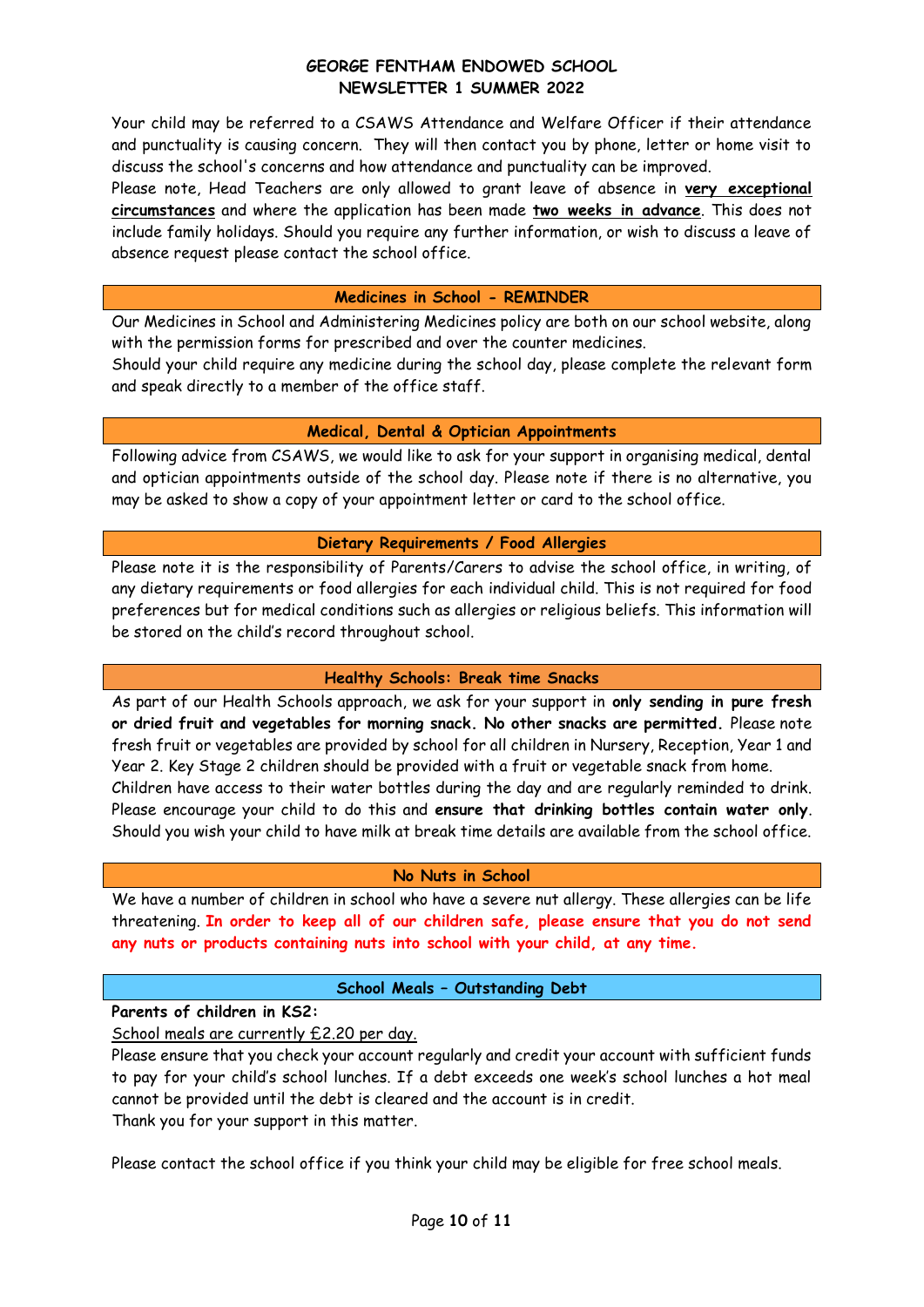Your child may be referred to a CSAWS Attendance and Welfare Officer if their attendance and punctuality is causing concern. They will then contact you by phone, letter or home visit to discuss the school's concerns and how attendance and punctuality can be improved.

Please note, Head Teachers are only allowed to grant leave of absence in **very exceptional circumstances** and where the application has been made **two weeks in advance**. This does not include family holidays. Should you require any further information, or wish to discuss a leave of absence request please contact the school office.

## Medicines in School - REMINDER

Our Medicines in School and Administering Medicines policy are both on our school website, along with the permission forms for prescribed and over the counter medicines.

Should your child require any medicine during the school day, please complete the relevant form and speak directly to a member of the office staff.

## Medical, Dental & Optician Appointments

Following advice from CSAWS, we would like to ask for your support in organising medical, dental and optician appointments outside of the school day. Please note if there is no alternative, you may be asked to show a copy of your appointment letter or card to the school office.

## Dietary Requirements / Food Allergies

Please note it is the responsibility of Parents/Carers to advise the school office, in writing, of any dietary requirements or food allergies for each individual child. This is not required for food preferences but for medical conditions such as allergies or religious beliefs. This information will be stored on the child's record throughout school.

## Healthy Schools: Break time Snacks

As part of our Health Schools approach, we ask for your support in **only sending in pure fresh or dried fruit and vegetables for morning snack. No other snacks are permitted.** Please note fresh fruit or vegetables are provided by school for all children in Nursery, Reception, Year 1 and Year 2. Key Stage 2 children should be provided with a fruit or vegetable snack from home.

Children have access to their water bottles during the day and are regularly reminded to drink. Please encourage your child to do this and **ensure that drinking bottles contain water only**. Should you wish your child to have milk at break time details are available from the school office.

## No Nuts in School

We have a number of children in school who have a severe nut allergy. These allergies can be life threatening. **In order to keep all of our children safe, please ensure that you do not send any nuts or products containing nuts into school with your child, at any time.**

## School Meals – Outstanding Debt

**Parents of children in KS2:**

School meals are currently £2.20 per day.

Please ensure that you check your account regularly and credit your account with sufficient funds to pay for your child's school lunches. If a debt exceeds one week's school lunches a hot meal cannot be provided until the debt is cleared and the account is in credit.

Thank you for your support in this matter.

Please contact the school office if you think your child may be eligible for free school meals.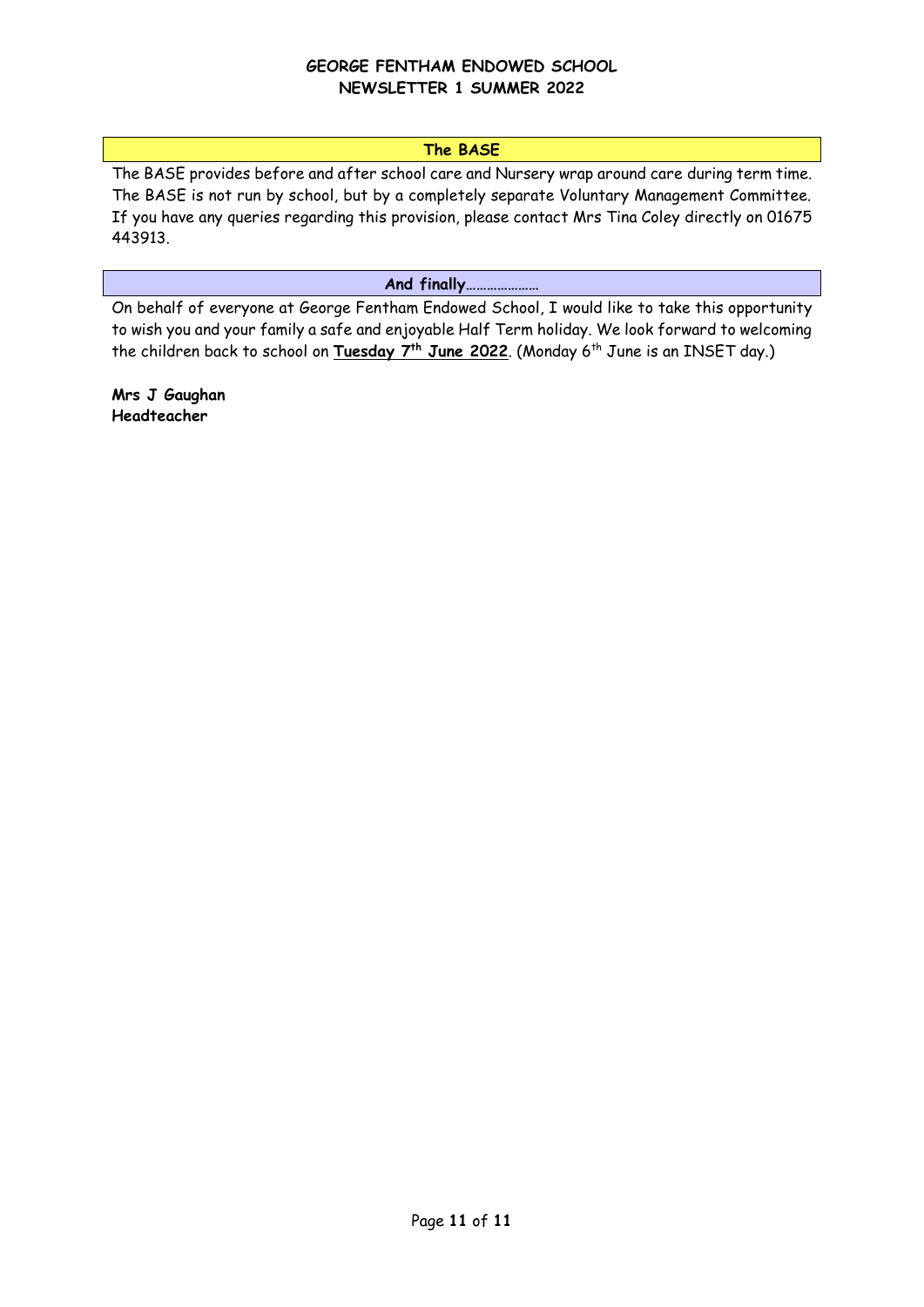## The BASE

The BASE provides before and after school care and Nursery wrap around care during term time. The BASE is not run by school, but by a completely separate Voluntary Management Committee. If you have any queries regarding this provision, please contact Mrs Tina Coley directly on 01675 443913.

## And finally…………………

On behalf of everyone at George Fentham Endowed School, I would like to take this opportunity to wish you and your family a safe and enjoyable Half Term holiday. We look forward to welcoming the children back to school on **Tuesday 7th June 2022**. (Monday 6th June is an INSET day.)

**Mrs J Gaughan**
**Headteacher**